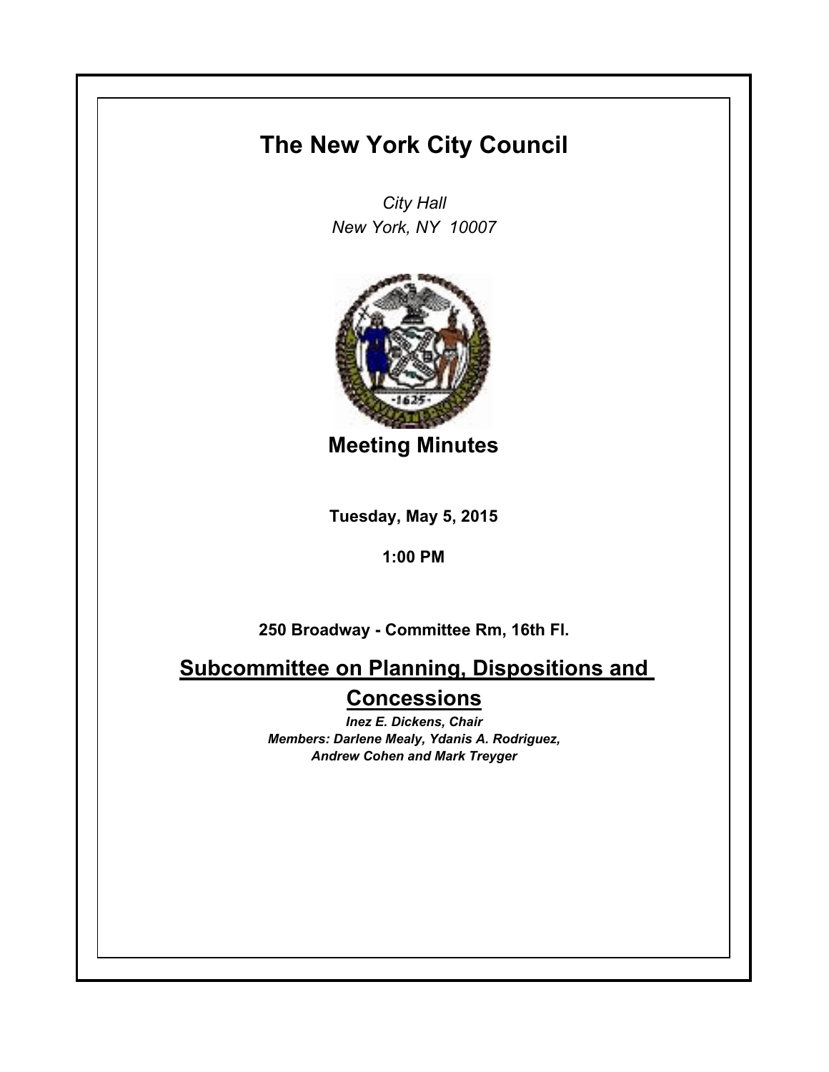# The New York City Council

*City Hall*
*New York, NY 10007*

## Meeting Minutes

**Tuesday, May 5, 2015**

**1:00 PM**

**250 Broadway - Committee Rm, 16th Fl.**

## Subcommittee on Planning, Dispositions and Concessions

***Inez E. Dickens, Chair***
***Members: Darlene Mealy, Ydanis A. Rodriguez, Andrew Cohen and Mark Treyger***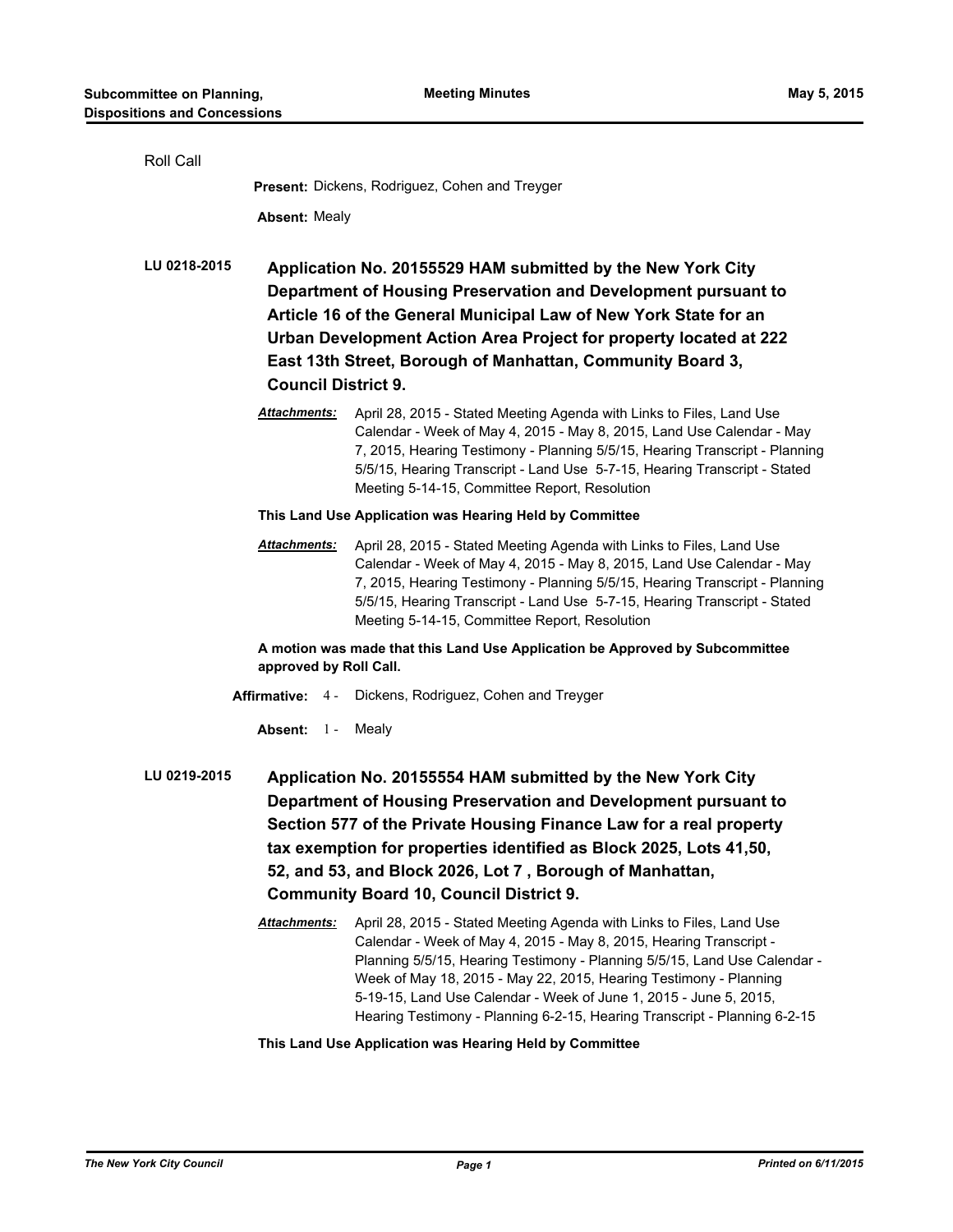Roll Call

**Present:** Dickens, Rodriguez, Cohen and Treyger

**Absent:** Mealy

**LU 0218-2015** **Application No. 20155529 HAM submitted by the New York City Department of Housing Preservation and Development pursuant to Article 16 of the General Municipal Law of New York State for an Urban Development Action Area Project for property located at 222 East 13th Street, Borough of Manhattan, Community Board 3, Council District 9.**

***Attachments:*** April 28, 2015 - Stated Meeting Agenda with Links to Files, Land Use Calendar - Week of May 4, 2015 - May 8, 2015, Land Use Calendar - May 7, 2015, Hearing Testimony - Planning 5/5/15, Hearing Transcript - Planning 5/5/15, Hearing Transcript - Land Use 5-7-15, Hearing Transcript - Stated Meeting 5-14-15, Committee Report, Resolution

**This Land Use Application was Hearing Held by Committee**

***Attachments:*** April 28, 2015 - Stated Meeting Agenda with Links to Files, Land Use Calendar - Week of May 4, 2015 - May 8, 2015, Land Use Calendar - May 7, 2015, Hearing Testimony - Planning 5/5/15, Hearing Transcript - Planning 5/5/15, Hearing Transcript - Land Use 5-7-15, Hearing Transcript - Stated Meeting 5-14-15, Committee Report, Resolution

**A motion was made that this Land Use Application be Approved by Subcommittee approved by Roll Call.**

**Affirmative:** 4 - Dickens, Rodriguez, Cohen and Treyger

**Absent:** 1 - Mealy

**LU 0219-2015** **Application No. 20155554 HAM submitted by the New York City Department of Housing Preservation and Development pursuant to Section 577 of the Private Housing Finance Law for a real property tax exemption for properties identified as Block 2025, Lots 41,50, 52, and 53, and Block 2026, Lot 7 , Borough of Manhattan, Community Board 10, Council District 9.**

***Attachments:*** April 28, 2015 - Stated Meeting Agenda with Links to Files, Land Use Calendar - Week of May 4, 2015 - May 8, 2015, Hearing Transcript - Planning 5/5/15, Hearing Testimony - Planning 5/5/15, Land Use Calendar - Week of May 18, 2015 - May 22, 2015, Hearing Testimony - Planning 5-19-15, Land Use Calendar - Week of June 1, 2015 - June 5, 2015, Hearing Testimony - Planning 6-2-15, Hearing Transcript - Planning 6-2-15

**This Land Use Application was Hearing Held by Committee**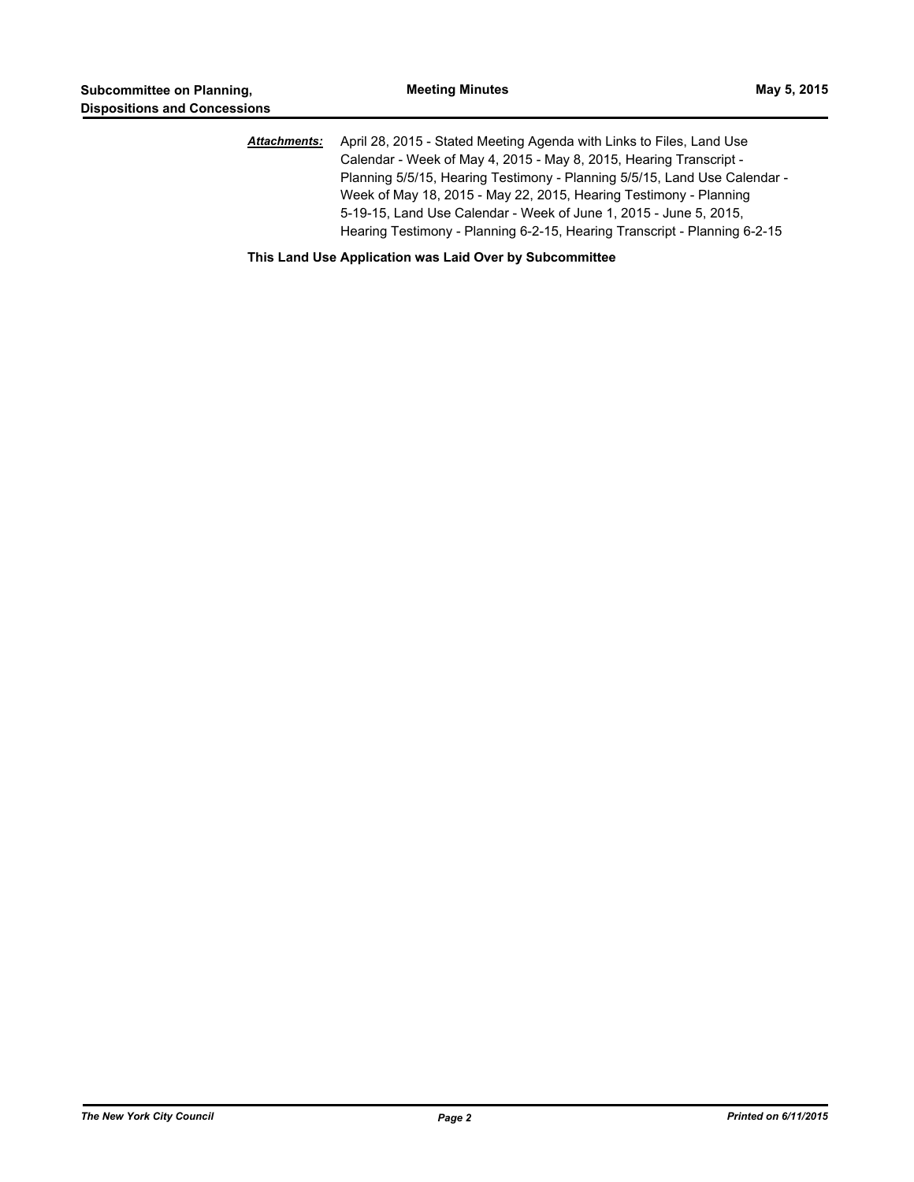***Attachments:*** April 28, 2015 - Stated Meeting Agenda with Links to Files, Land Use Calendar - Week of May 4, 2015 - May 8, 2015, Hearing Transcript - Planning 5/5/15, Hearing Testimony - Planning 5/5/15, Land Use Calendar - Week of May 18, 2015 - May 22, 2015, Hearing Testimony - Planning 5-19-15, Land Use Calendar - Week of June 1, 2015 - June 5, 2015, Hearing Testimony - Planning 6-2-15, Hearing Transcript - Planning 6-2-15

**This Land Use Application was Laid Over by Subcommittee**